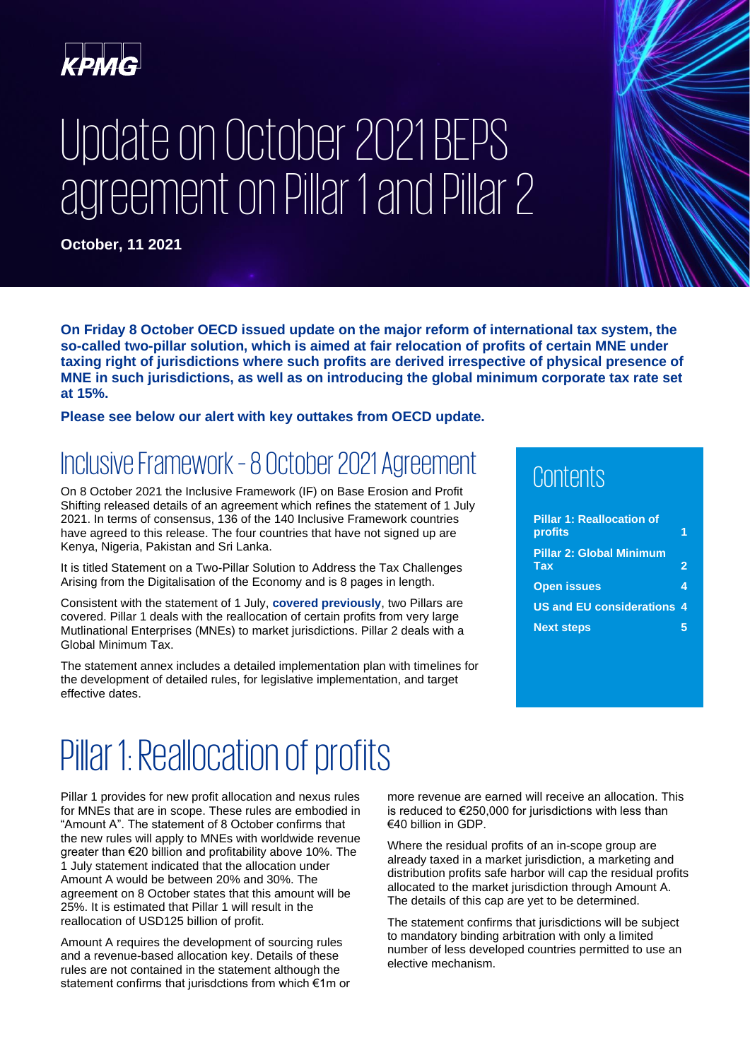KPMG

# Update on October 2021 BEPS agreement on Pillar 1 and Pillar 2

**October, 11 2021**

**On Friday 8 October OECD issued update on the major reform of international tax system, the so-called two-pillar solution, which is aimed at fair relocation of profits of certain MNE under taxing right of jurisdictions where such profits are derived irrespective of physical presence of MNE in such jurisdictions, as well as on introducing the global minimum corporate tax rate set at 15%.**

**Please see below our alert with key outtakes from OECD update.**

## Contents

| | |
|---|---|
| **Pillar 1: Reallocation of profits** | **1** |
| **Pillar 2: Global Minimum Tax** | **2** |
| **Open issues** | **4** |
| **US and EU considerations** | **4** |
| **Next steps** | **5** |

## Inclusive Framework – 8 October 2021 Agreement

On 8 October 2021 the Inclusive Framework (IF) on Base Erosion and Profit Shifting released details of an agreement which refines the statement of 1 July 2021. In terms of consensus, 136 of the 140 Inclusive Framework countries have agreed to this release. The four countries that have not signed up are Kenya, Nigeria, Pakistan and Sri Lanka.

It is titled Statement on a Two-Pillar Solution to Address the Tax Challenges Arising from the Digitalisation of the Economy and is 8 pages in length.

Consistent with the statement of 1 July, **covered previously**, two Pillars are covered. Pillar 1 deals with the reallocation of certain profits from very large Mutlinational Enterprises (MNEs) to market jurisdictions. Pillar 2 deals with a Global Minimum Tax.

The statement annex includes a detailed implementation plan with timelines for the development of detailed rules, for legislative implementation, and target effective dates.

# Pillar 1: Reallocation of profits

Pillar 1 provides for new profit allocation and nexus rules for MNEs that are in scope. These rules are embodied in "Amount A". The statement of 8 October confirms that the new rules will apply to MNEs with worldwide revenue greater than €20 billion and profitability above 10%. The 1 July statement indicated that the allocation under Amount A would be between 20% and 30%. The agreement on 8 October states that this amount will be 25%. It is estimated that Pillar 1 will result in the reallocation of USD125 billion of profit.

Amount A requires the development of sourcing rules and a revenue-based allocation key. Details of these rules are not contained in the statement although the statement confirms that jurisdctions from which €1m or more revenue are earned will receive an allocation. This is reduced to €250,000 for jurisdictions with less than €40 billion in GDP.

Where the residual profits of an in-scope group are already taxed in a market jurisdiction, a marketing and distribution profits safe harbor will cap the residual profits allocated to the market jurisdiction through Amount A. The details of this cap are yet to be determined.

The statement confirms that jurisdictions will be subject to mandatory binding arbitration with only a limited number of less developed countries permitted to use an elective mechanism.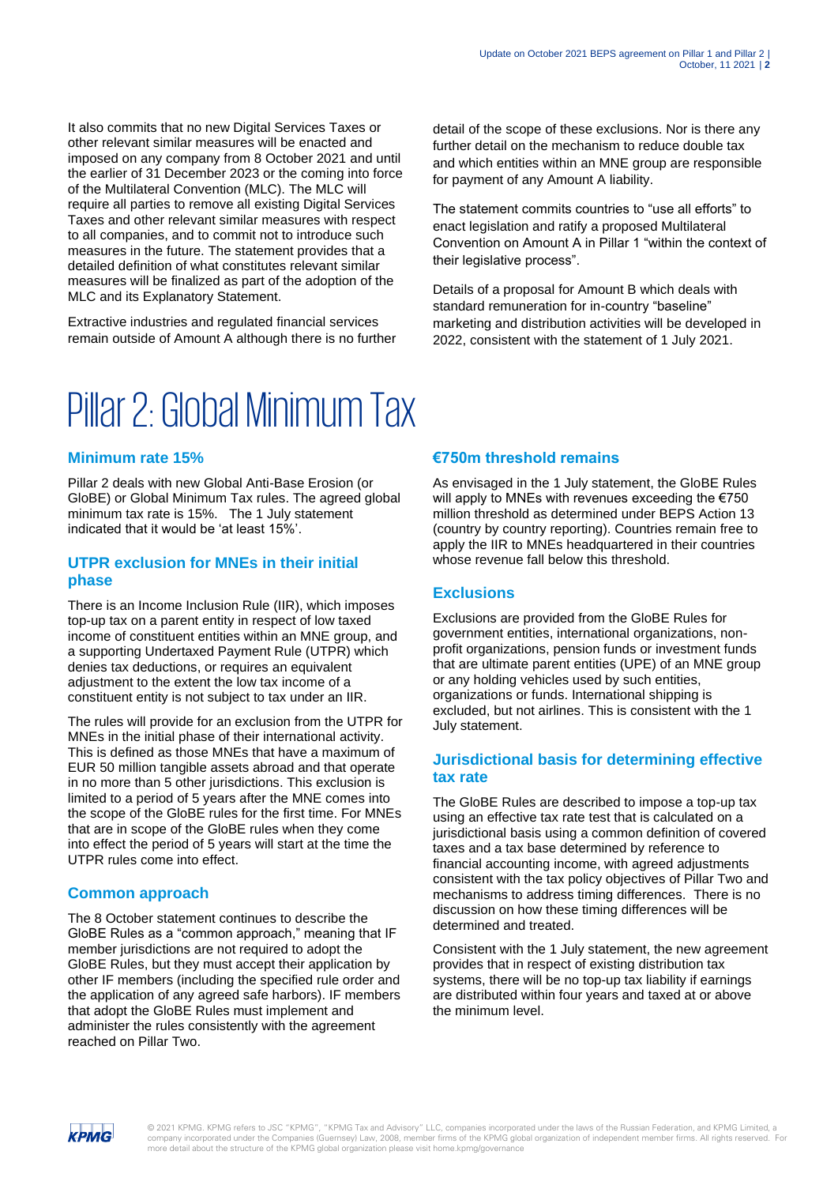It also commits that no new Digital Services Taxes or other relevant similar measures will be enacted and imposed on any company from 8 October 2021 and until the earlier of 31 December 2023 or the coming into force of the Multilateral Convention (MLC). The MLC will require all parties to remove all existing Digital Services Taxes and other relevant similar measures with respect to all companies, and to commit not to introduce such measures in the future. The statement provides that a detailed definition of what constitutes relevant similar measures will be finalized as part of the adoption of the MLC and its Explanatory Statement.

Extractive industries and regulated financial services remain outside of Amount A although there is no further detail of the scope of these exclusions. Nor is there any further detail on the mechanism to reduce double tax and which entities within an MNE group are responsible for payment of any Amount A liability.

The statement commits countries to "use all efforts" to enact legislation and ratify a proposed Multilateral Convention on Amount A in Pillar 1 "within the context of their legislative process".

Details of a proposal for Amount B which deals with standard remuneration for in-country "baseline" marketing and distribution activities will be developed in 2022, consistent with the statement of 1 July 2021.

# Pillar 2: Global Minimum Tax

### Minimum rate 15%

Pillar 2 deals with new Global Anti-Base Erosion (or GloBE) or Global Minimum Tax rules. The agreed global minimum tax rate is 15%. The 1 July statement indicated that it would be 'at least 15%'.

### UTPR exclusion for MNEs in their initial phase

There is an Income Inclusion Rule (IIR), which imposes top-up tax on a parent entity in respect of low taxed income of constituent entities within an MNE group, and a supporting Undertaxed Payment Rule (UTPR) which denies tax deductions, or requires an equivalent adjustment to the extent the low tax income of a constituent entity is not subject to tax under an IIR.

The rules will provide for an exclusion from the UTPR for MNEs in the initial phase of their international activity. This is defined as those MNEs that have a maximum of EUR 50 million tangible assets abroad and that operate in no more than 5 other jurisdictions. This exclusion is limited to a period of 5 years after the MNE comes into the scope of the GloBE rules for the first time. For MNEs that are in scope of the GloBE rules when they come into effect the period of 5 years will start at the time the UTPR rules come into effect.

### Common approach

The 8 October statement continues to describe the GloBE Rules as a "common approach," meaning that IF member jurisdictions are not required to adopt the GloBE Rules, but they must accept their application by other IF members (including the specified rule order and the application of any agreed safe harbors). IF members that adopt the GloBE Rules must implement and administer the rules consistently with the agreement reached on Pillar Two.

### €750m threshold remains

As envisaged in the 1 July statement, the GloBE Rules will apply to MNEs with revenues exceeding the €750 million threshold as determined under BEPS Action 13 (country by country reporting). Countries remain free to apply the IIR to MNEs headquartered in their countries whose revenue fall below this threshold.

### Exclusions

Exclusions are provided from the GloBE Rules for government entities, international organizations, non-profit organizations, pension funds or investment funds that are ultimate parent entities (UPE) of an MNE group or any holding vehicles used by such entities, organizations or funds. International shipping is excluded, but not airlines. This is consistent with the 1 July statement.

### Jurisdictional basis for determining effective tax rate

The GloBE Rules are described to impose a top-up tax using an effective tax rate test that is calculated on a jurisdictional basis using a common definition of covered taxes and a tax base determined by reference to financial accounting income, with agreed adjustments consistent with the tax policy objectives of Pillar Two and mechanisms to address timing differences. There is no discussion on how these timing differences will be determined and treated.

Consistent with the 1 July statement, the new agreement provides that in respect of existing distribution tax systems, there will be no top-up tax liability if earnings are distributed within four years and taxed at or above the minimum level.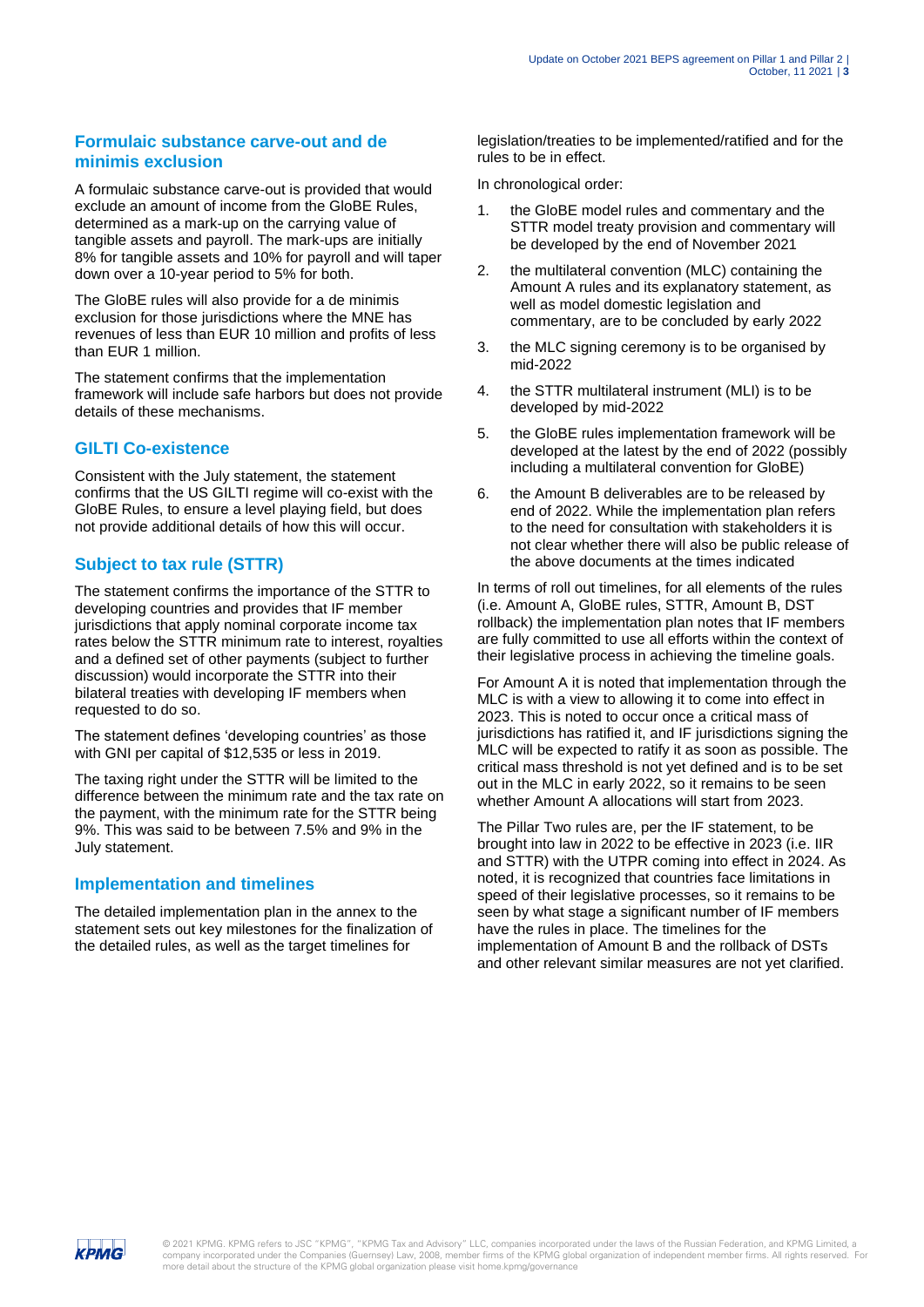## Formulaic substance carve-out and de minimis exclusion

A formulaic substance carve-out is provided that would exclude an amount of income from the GloBE Rules, determined as a mark-up on the carrying value of tangible assets and payroll. The mark-ups are initially 8% for tangible assets and 10% for payroll and will taper down over a 10-year period to 5% for both.

The GloBE rules will also provide for a de minimis exclusion for those jurisdictions where the MNE has revenues of less than EUR 10 million and profits of less than EUR 1 million.

The statement confirms that the implementation framework will include safe harbors but does not provide details of these mechanisms.

## GILTI Co-existence

Consistent with the July statement, the statement confirms that the US GILTI regime will co-exist with the GloBE Rules, to ensure a level playing field, but does not provide additional details of how this will occur.

## Subject to tax rule (STTR)

The statement confirms the importance of the STTR to developing countries and provides that IF member jurisdictions that apply nominal corporate income tax rates below the STTR minimum rate to interest, royalties and a defined set of other payments (subject to further discussion) would incorporate the STTR into their bilateral treaties with developing IF members when requested to do so.

The statement defines 'developing countries' as those with GNI per capital of $12,535 or less in 2019.

The taxing right under the STTR will be limited to the difference between the minimum rate and the tax rate on the payment, with the minimum rate for the STTR being 9%. This was said to be between 7.5% and 9% in the July statement.

## Implementation and timelines

The detailed implementation plan in the annex to the statement sets out key milestones for the finalization of the detailed rules, as well as the target timelines for legislation/treaties to be implemented/ratified and for the rules to be in effect.

In chronological order:

1. the GloBE model rules and commentary and the STTR model treaty provision and commentary will be developed by the end of November 2021
2. the multilateral convention (MLC) containing the Amount A rules and its explanatory statement, as well as model domestic legislation and commentary, are to be concluded by early 2022
3. the MLC signing ceremony is to be organised by mid-2022
4. the STTR multilateral instrument (MLI) is to be developed by mid-2022
5. the GloBE rules implementation framework will be developed at the latest by the end of 2022 (possibly including a multilateral convention for GloBE)
6. the Amount B deliverables are to be released by end of 2022. While the implementation plan refers to the need for consultation with stakeholders it is not clear whether there will also be public release of the above documents at the times indicated

In terms of roll out timelines, for all elements of the rules (i.e. Amount A, GloBE rules, STTR, Amount B, DST rollback) the implementation plan notes that IF members are fully committed to use all efforts within the context of their legislative process in achieving the timeline goals.

For Amount A it is noted that implementation through the MLC is with a view to allowing it to come into effect in 2023. This is noted to occur once a critical mass of jurisdictions has ratified it, and IF jurisdictions signing the MLC will be expected to ratify it as soon as possible. The critical mass threshold is not yet defined and is to be set out in the MLC in early 2022, so it remains to be seen whether Amount A allocations will start from 2023.

The Pillar Two rules are, per the IF statement, to be brought into law in 2022 to be effective in 2023 (i.e. IIR and STTR) with the UTPR coming into effect in 2024. As noted, it is recognized that countries face limitations in speed of their legislative processes, so it remains to be seen by what stage a significant number of IF members have the rules in place. The timelines for the implementation of Amount B and the rollback of DSTs and other relevant similar measures are not yet clarified.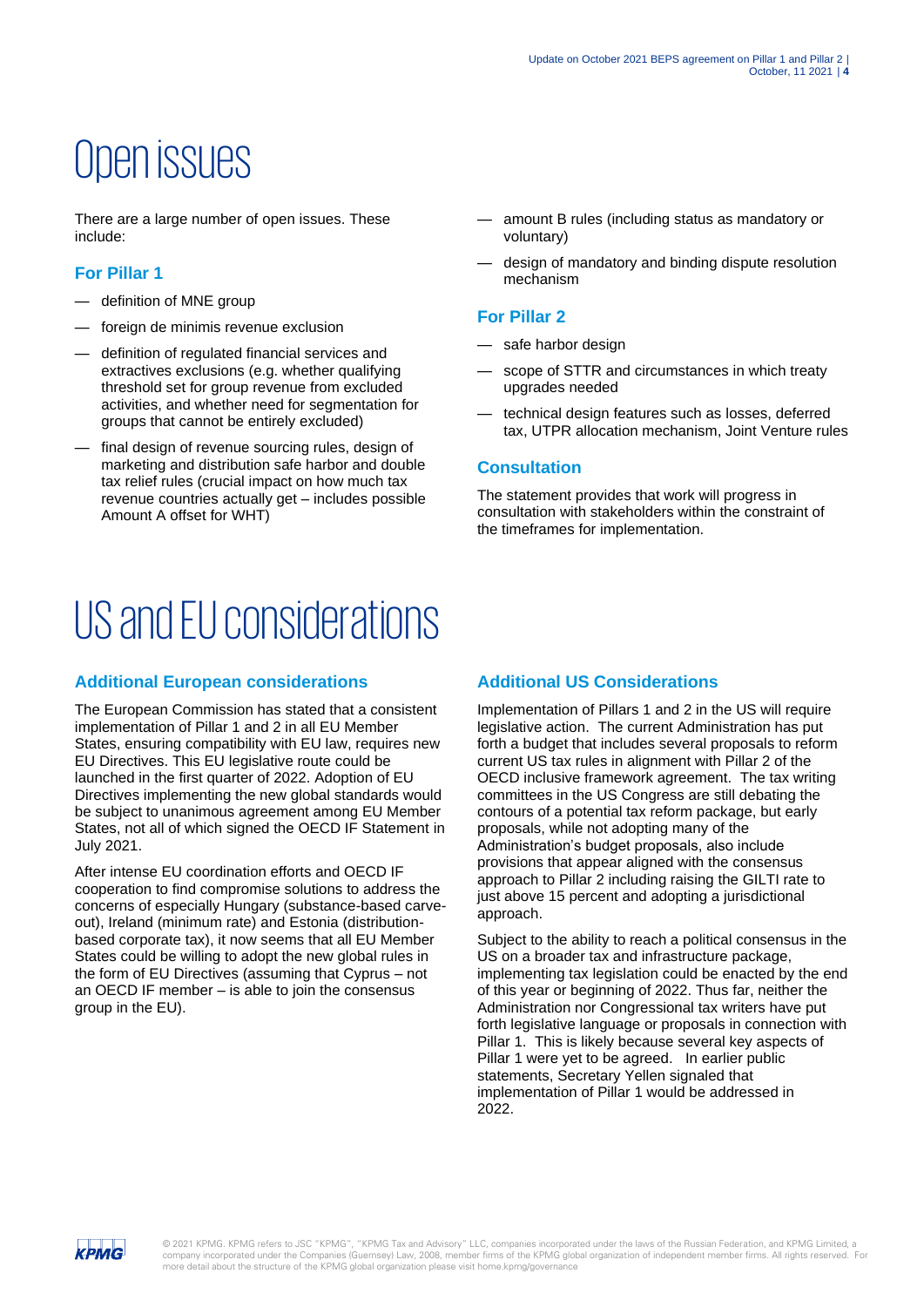# Open issues

There are a large number of open issues. These include:

### For Pillar 1

- definition of MNE group
- foreign de minimis revenue exclusion
- definition of regulated financial services and extractives exclusions (e.g. whether qualifying threshold set for group revenue from excluded activities, and whether need for segmentation for groups that cannot be entirely excluded)
- final design of revenue sourcing rules, design of marketing and distribution safe harbor and double tax relief rules (crucial impact on how much tax revenue countries actually get – includes possible Amount A offset for WHT)
- amount B rules (including status as mandatory or voluntary)
- design of mandatory and binding dispute resolution mechanism

### For Pillar 2

- safe harbor design
- scope of STTR and circumstances in which treaty upgrades needed
- technical design features such as losses, deferred tax, UTPR allocation mechanism, Joint Venture rules

### Consultation

The statement provides that work will progress in consultation with stakeholders within the constraint of the timeframes for implementation.

# US and EU considerations

### Additional European considerations

The European Commission has stated that a consistent implementation of Pillar 1 and 2 in all EU Member States, ensuring compatibility with EU law, requires new EU Directives. This EU legislative route could be launched in the first quarter of 2022. Adoption of EU Directives implementing the new global standards would be subject to unanimous agreement among EU Member States, not all of which signed the OECD IF Statement in July 2021.

After intense EU coordination efforts and OECD IF cooperation to find compromise solutions to address the concerns of especially Hungary (substance-based carve-out), Ireland (minimum rate) and Estonia (distribution-based corporate tax), it now seems that all EU Member States could be willing to adopt the new global rules in the form of EU Directives (assuming that Cyprus – not an OECD IF member – is able to join the consensus group in the EU).

### Additional US Considerations

Implementation of Pillars 1 and 2 in the US will require legislative action. The current Administration has put forth a budget that includes several proposals to reform current US tax rules in alignment with Pillar 2 of the OECD inclusive framework agreement. The tax writing committees in the US Congress are still debating the contours of a potential tax reform package, but early proposals, while not adopting many of the Administration's budget proposals, also include provisions that appear aligned with the consensus approach to Pillar 2 including raising the GILTI rate to just above 15 percent and adopting a jurisdictional approach.

Subject to the ability to reach a political consensus in the US on a broader tax and infrastructure package, implementing tax legislation could be enacted by the end of this year or beginning of 2022. Thus far, neither the Administration nor Congressional tax writers have put forth legislative language or proposals in connection with Pillar 1. This is likely because several key aspects of Pillar 1 were yet to be agreed. In earlier public statements, Secretary Yellen signaled that implementation of Pillar 1 would be addressed in 2022.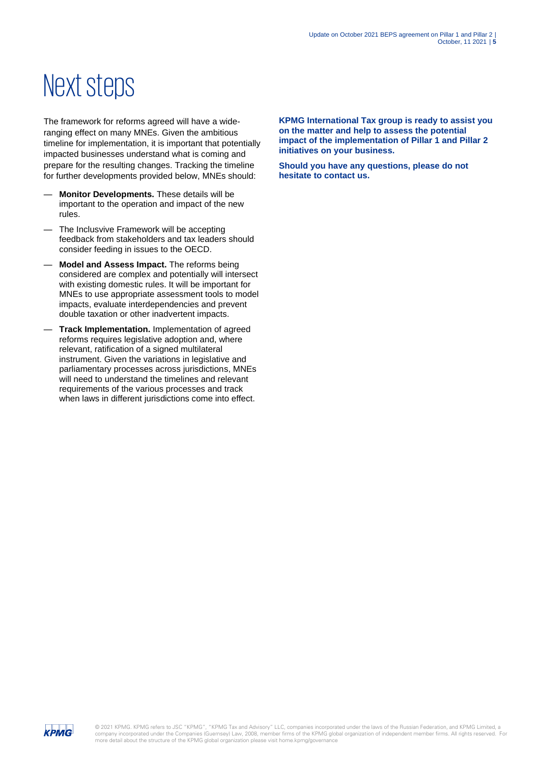# Next steps

The framework for reforms agreed will have a wide-ranging effect on many MNEs. Given the ambitious timeline for implementation, it is important that potentially impacted businesses understand what is coming and prepare for the resulting changes. Tracking the timeline for further developments provided below, MNEs should:

- **Monitor Developments.** These details will be important to the operation and impact of the new rules.
- The Inclusvive Framework will be accepting feedback from stakeholders and tax leaders should consider feeding in issues to the OECD.
- **Model and Assess Impact.** The reforms being considered are complex and potentially will intersect with existing domestic rules. It will be important for MNEs to use appropriate assessment tools to model impacts, evaluate interdependencies and prevent double taxation or other inadvertent impacts.
- **Track Implementation.** Implementation of agreed reforms requires legislative adoption and, where relevant, ratification of a signed multilateral instrument. Given the variations in legislative and parliamentary processes across jurisdictions, MNEs will need to understand the timelines and relevant requirements of the various processes and track when laws in different jurisdictions come into effect.

**KPMG International Tax group is ready to assist you on the matter and help to assess the potential impact of the implementation of Pillar 1 and Pillar 2 initiatives on your business.**

**Should you have any questions, please do not hesitate to contact us.**

© 2021 KPMG. KPMG refers to JSC "KPMG", "KPMG Tax and Advisory" LLC, companies incorporated under the laws of the Russian Federation, and KPMG Limited, a company incorporated under the Companies (Guernsey) Law, 2008, member firms of the KPMG global organization of independent member firms. All rights reserved. For more detail about the structure of the KPMG global organization please visit home.kpmg/governance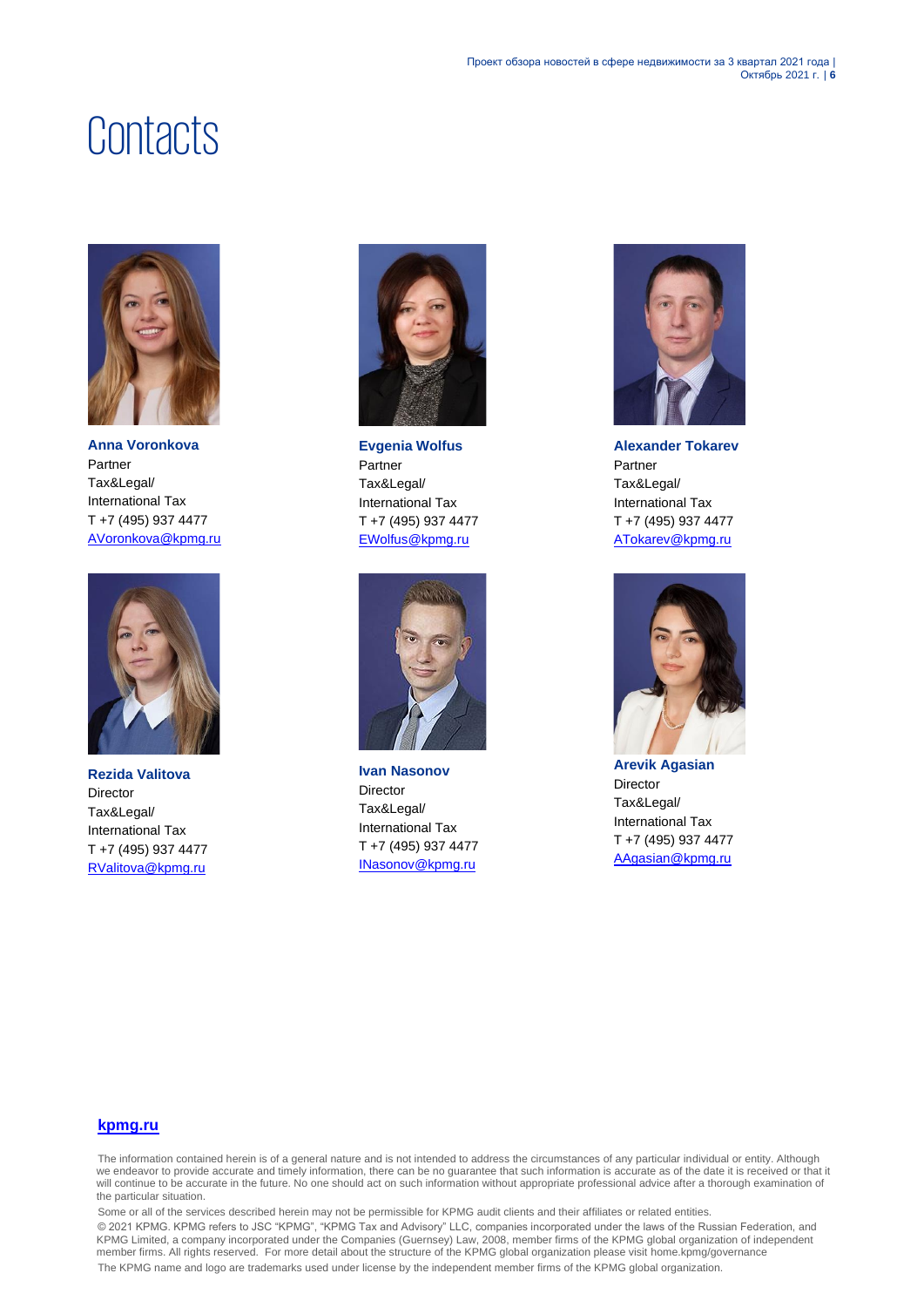# Contacts

**Anna Voronkova**
Partner
Tax&Legal/
International Tax
T +7 (495) 937 4477
AVoronkova@kpmg.ru

**Evgenia Wolfus**
Partner
Tax&Legal/
International Tax
T +7 (495) 937 4477
EWolfus@kpmg.ru

**Alexander Tokarev**
Partner
Tax&Legal/
International Tax
T +7 (495) 937 4477
ATokarev@kpmg.ru

**Rezida Valitova**
Director
Tax&Legal/
International Tax
T +7 (495) 937 4477
RValitova@kpmg.ru

**Ivan Nasonov**
Director
Tax&Legal/
International Tax
T +7 (495) 937 4477
INasonov@kpmg.ru

**Arevik Agasian**
Director
Tax&Legal/
International Tax
T +7 (495) 937 4477
AAgasian@kpmg.ru

**kpmg.ru**

The information contained herein is of a general nature and is not intended to address the circumstances of any particular individual or entity. Although we endeavor to provide accurate and timely information, there can be no guarantee that such information is accurate as of the date it is received or that it will continue to be accurate in the future. No one should act on such information without appropriate professional advice after a thorough examination of the particular situation.

Some or all of the services described herein may not be permissible for KPMG audit clients and their affiliates or related entities.

© 2021 KPMG. KPMG refers to JSC "KPMG", "KPMG Tax and Advisory" LLC, companies incorporated under the laws of the Russian Federation, and KPMG Limited, a company incorporated under the Companies (Guernsey) Law, 2008, member firms of the KPMG global organization of independent member firms. All rights reserved. For more detail about the structure of the KPMG global organization please visit home.kpmg/governance

The KPMG name and logo are trademarks used under license by the independent member firms of the KPMG global organization.